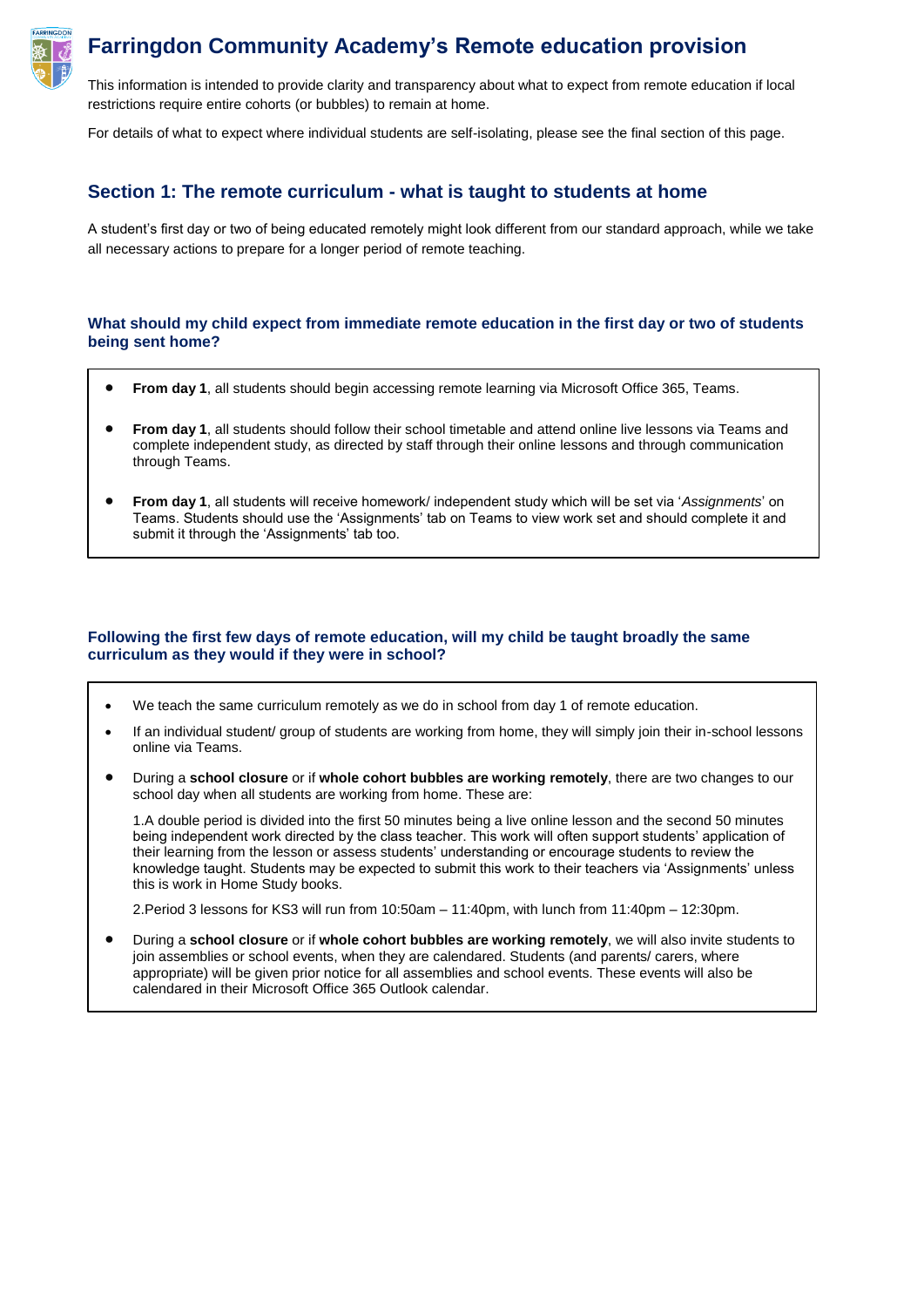# Farringdon Community Academy's Remote education provision

This information is intended to provide clarity and transparency about what to expect from remote education if local restrictions require entire cohorts (or bubbles) to remain at home.

For details of what to expect where individual students are self-isolating, please see the final section of this page.

## Section 1: The remote curriculum - what is taught to students at home

A student's first day or two of being educated remotely might look different from our standard approach, while we take all necessary actions to prepare for a longer period of remote teaching.

### What should my child expect from immediate remote education in the first day or two of students being sent home?

- **From day 1**, all students should begin accessing remote learning via Microsoft Office 365, Teams.
- **From day 1**, all students should follow their school timetable and attend online live lessons via Teams and complete independent study, as directed by staff through their online lessons and through communication through Teams.
- **From day 1**, all students will receive homework/ independent study which will be set via '*Assignments*' on Teams. Students should use the 'Assignments' tab on Teams to view work set and should complete it and submit it through the 'Assignments' tab too.

### Following the first few days of remote education, will my child be taught broadly the same curriculum as they would if they were in school?

- We teach the same curriculum remotely as we do in school from day 1 of remote education.
- If an individual student/ group of students are working from home, they will simply join their in-school lessons online via Teams.
- During a **school closure** or if **whole cohort bubbles are working remotely**, there are two changes to our school day when all students are working from home. These are:

  1.A double period is divided into the first 50 minutes being a live online lesson and the second 50 minutes being independent work directed by the class teacher. This work will often support students' application of their learning from the lesson or assess students' understanding or encourage students to review the knowledge taught. Students may be expected to submit this work to their teachers via 'Assignments' unless this is work in Home Study books.

  2.Period 3 lessons for KS3 will run from 10:50am – 11:40pm, with lunch from 11:40pm – 12:30pm.

- During a **school closure** or if **whole cohort bubbles are working remotely**, we will also invite students to join assemblies or school events, when they are calendared. Students (and parents/ carers, where appropriate) will be given prior notice for all assemblies and school events. These events will also be calendared in their Microsoft Office 365 Outlook calendar.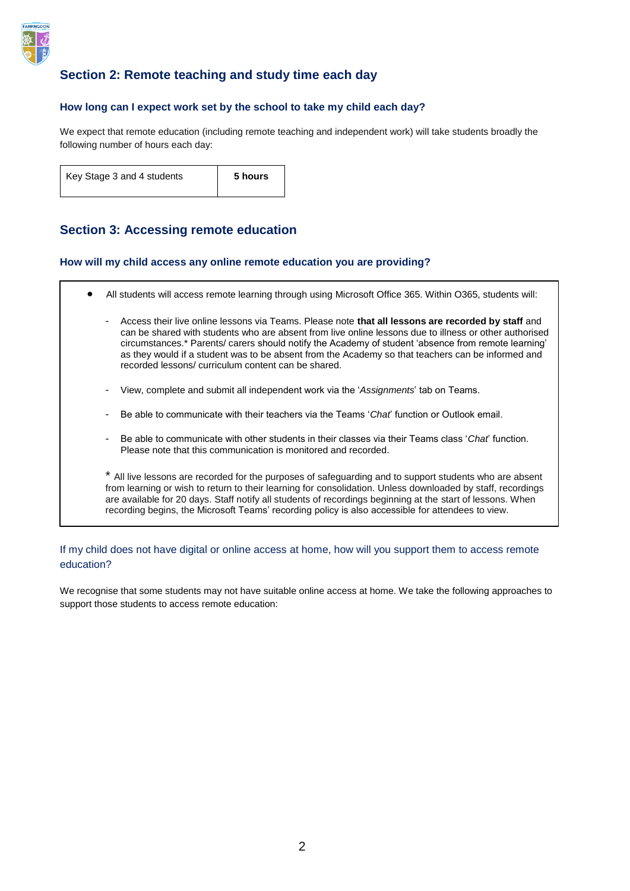## Section 2: Remote teaching and study time each day

### How long can I expect work set by the school to take my child each day?

We expect that remote education (including remote teaching and independent work) will take students broadly the following number of hours each day:

| Key Stage 3 and 4 students | **5 hours** |
| --- | --- |

## Section 3: Accessing remote education

### How will my child access any online remote education you are providing?

- All students will access remote learning through using Microsoft Office 365. Within O365, students will:
  - Access their live online lessons via Teams. Please note **that all lessons are recorded by staff** and can be shared with students who are absent from live online lessons due to illness or other authorised circumstances.* Parents/ carers should notify the Academy of student 'absence from remote learning' as they would if a student was to be absent from the Academy so that teachers can be informed and recorded lessons/ curriculum content can be shared.
  - View, complete and submit all independent work via the '*Assignments*' tab on Teams.
  - Be able to communicate with their teachers via the Teams '*Chat*' function or Outlook email.
  - Be able to communicate with other students in their classes via their Teams class '*Chat*' function. Please note that this communication is monitored and recorded.

\* All live lessons are recorded for the purposes of safeguarding and to support students who are absent from learning or wish to return to their learning for consolidation. Unless downloaded by staff, recordings are available for 20 days. Staff notify all students of recordings beginning at the start of lessons. When recording begins, the Microsoft Teams' recording policy is also accessible for attendees to view.

### If my child does not have digital or online access at home, how will you support them to access remote education?

We recognise that some students may not have suitable online access at home. We take the following approaches to support those students to access remote education: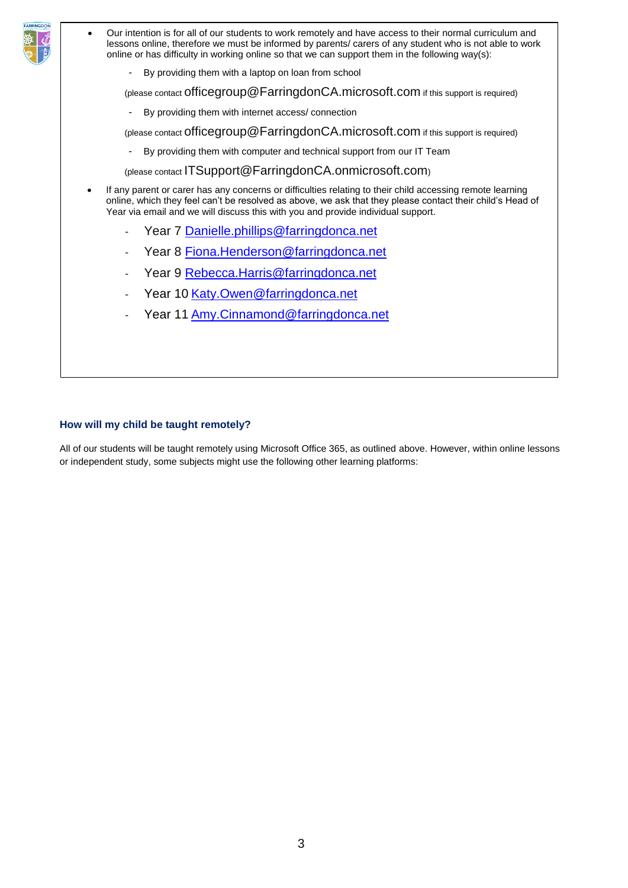- Our intention is for all of our students to work remotely and have access to their normal curriculum and lessons online, therefore we must be informed by parents/ carers of any student who is not able to work online or has difficulty in working online so that we can support them in the following way(s):
  - By providing them with a laptop on loan from school

  (please contact officegroup@FarringdonCA.microsoft.com if this support is required)

  - By providing them with internet access/ connection

  (please contact officegroup@FarringdonCA.microsoft.com if this support is required)

  - By providing them with computer and technical support from our IT Team

  (please contact ITSupport@FarringdonCA.onmicrosoft.com)

- If any parent or carer has any concerns or difficulties relating to their child accessing remote learning online, which they feel can't be resolved as above, we ask that they please contact their child's Head of Year via email and we will discuss this with you and provide individual support.
  - Year 7 Danielle.phillips@farringdonca.net
  - Year 8 Fiona.Henderson@farringdonca.net
  - Year 9 Rebecca.Harris@farringdonca.net
  - Year 10 Katy.Owen@farringdonca.net
  - Year 11 Amy.Cinnamond@farringdonca.net

### How will my child be taught remotely?

All of our students will be taught remotely using Microsoft Office 365, as outlined above. However, within online lessons or independent study, some subjects might use the following other learning platforms: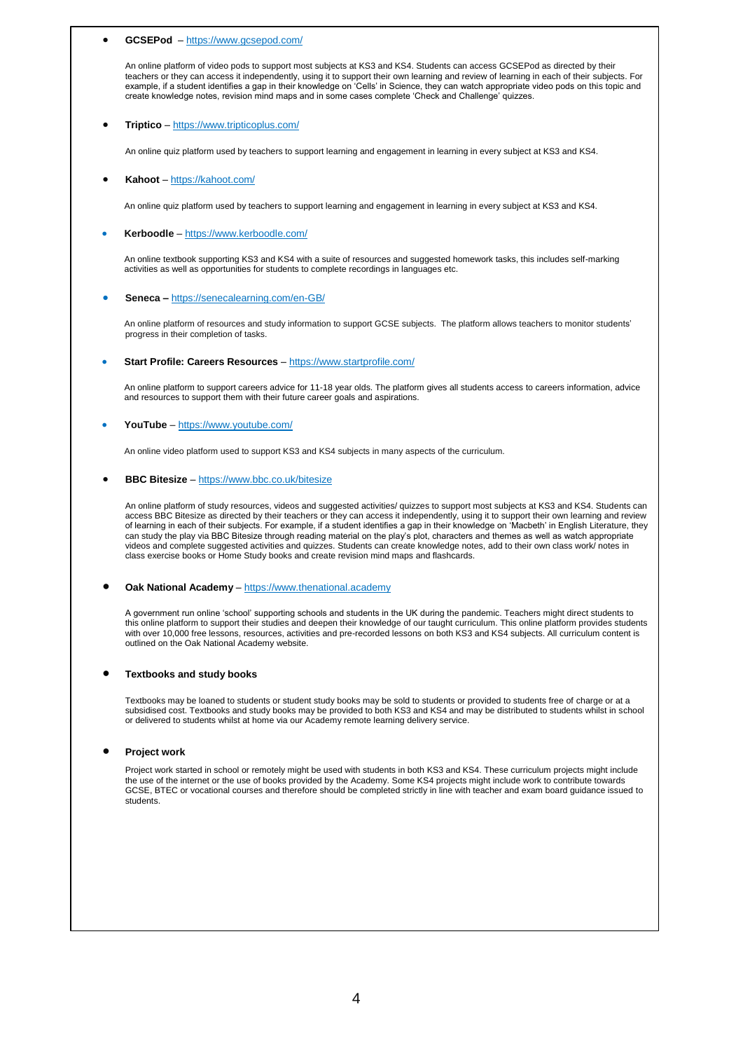- **GCSEPod** – https://www.gcsepod.com/

  An online platform of video pods to support most subjects at KS3 and KS4. Students can access GCSEPod as directed by their teachers or they can access it independently, using it to support their own learning and review of learning in each of their subjects. For example, if a student identifies a gap in their knowledge on 'Cells' in Science, they can watch appropriate video pods on this topic and create knowledge notes, revision mind maps and in some cases complete 'Check and Challenge' quizzes.

- **Triptico** – https://www.tripticoplus.com/

  An online quiz platform used by teachers to support learning and engagement in learning in every subject at KS3 and KS4.

- **Kahoot** – https://kahoot.com/

  An online quiz platform used by teachers to support learning and engagement in learning in every subject at KS3 and KS4.

- **Kerboodle** – https://www.kerboodle.com/

  An online textbook supporting KS3 and KS4 with a suite of resources and suggested homework tasks, this includes self-marking activities as well as opportunities for students to complete recordings in languages etc.

- **Seneca –** https://senecalearning.com/en-GB/

  An online platform of resources and study information to support GCSE subjects. The platform allows teachers to monitor students' progress in their completion of tasks.

- **Start Profile: Careers Resources** – https://www.startprofile.com/

  An online platform to support careers advice for 11-18 year olds. The platform gives all students access to careers information, advice and resources to support them with their future career goals and aspirations.

- **YouTube** – https://www.youtube.com/

  An online video platform used to support KS3 and KS4 subjects in many aspects of the curriculum.

- **BBC Bitesize** – https://www.bbc.co.uk/bitesize

  An online platform of study resources, videos and suggested activities/ quizzes to support most subjects at KS3 and KS4. Students can access BBC Bitesize as directed by their teachers or they can access it independently, using it to support their own learning and review of learning in each of their subjects. For example, if a student identifies a gap in their knowledge on 'Macbeth' in English Literature, they can study the play via BBC Bitesize through reading material on the play's plot, characters and themes as well as watch appropriate videos and complete suggested activities and quizzes. Students can create knowledge notes, add to their own class work/ notes in class exercise books or Home Study books and create revision mind maps and flashcards.

- **Oak National Academy** – https://www.thenational.academy

  A government run online 'school' supporting schools and students in the UK during the pandemic. Teachers might direct students to this online platform to support their studies and deepen their knowledge of our taught curriculum. This online platform provides students with over 10,000 free lessons, resources, activities and pre-recorded lessons on both KS3 and KS4 subjects. All curriculum content is outlined on the Oak National Academy website.

- **Textbooks and study books**

  Textbooks may be loaned to students or student study books may be sold to students or provided to students free of charge or at a subsidised cost. Textbooks and study books may be provided to both KS3 and KS4 and may be distributed to students whilst in school or delivered to students whilst at home via our Academy remote learning delivery service.

- **Project work**

  Project work started in school or remotely might be used with students in both KS3 and KS4. These curriculum projects might include the use of the internet or the use of books provided by the Academy. Some KS4 projects might include work to contribute towards GCSE, BTEC or vocational courses and therefore should be completed strictly in line with teacher and exam board guidance issued to students.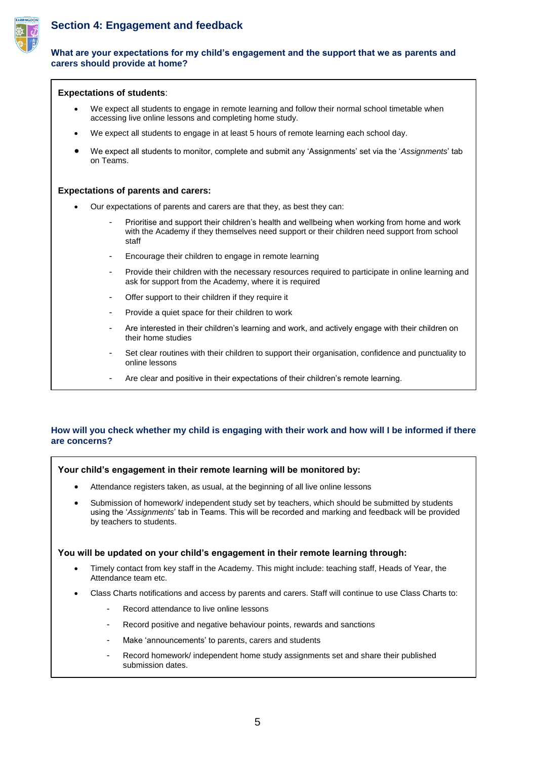## Section 4: Engagement and feedback

### What are your expectations for my child's engagement and the support that we as parents and carers should provide at home?

**Expectations of students**:

- We expect all students to engage in remote learning and follow their normal school timetable when accessing live online lessons and completing home study.
- We expect all students to engage in at least 5 hours of remote learning each school day.
- We expect all students to monitor, complete and submit any 'Assignments' set via the '*Assignments*' tab on Teams.

**Expectations of parents and carers:**

- Our expectations of parents and carers are that they, as best they can:
  - Prioritise and support their children's health and wellbeing when working from home and work with the Academy if they themselves need support or their children need support from school staff
  - Encourage their children to engage in remote learning
  - Provide their children with the necessary resources required to participate in online learning and ask for support from the Academy, where it is required
  - Offer support to their children if they require it
  - Provide a quiet space for their children to work
  - Are interested in their children's learning and work, and actively engage with their children on their home studies
  - Set clear routines with their children to support their organisation, confidence and punctuality to online lessons
  - Are clear and positive in their expectations of their children's remote learning.

### How will you check whether my child is engaging with their work and how will I be informed if there are concerns?

**Your child's engagement in their remote learning will be monitored by:**

- Attendance registers taken, as usual, at the beginning of all live online lessons
- Submission of homework/ independent study set by teachers, which should be submitted by students using the '*Assignments*' tab in Teams. This will be recorded and marking and feedback will be provided by teachers to students.

**You will be updated on your child's engagement in their remote learning through:**

- Timely contact from key staff in the Academy. This might include: teaching staff, Heads of Year, the Attendance team etc.
- Class Charts notifications and access by parents and carers. Staff will continue to use Class Charts to:
  - Record attendance to live online lessons
  - Record positive and negative behaviour points, rewards and sanctions
  - Make 'announcements' to parents, carers and students
  - Record homework/ independent home study assignments set and share their published submission dates.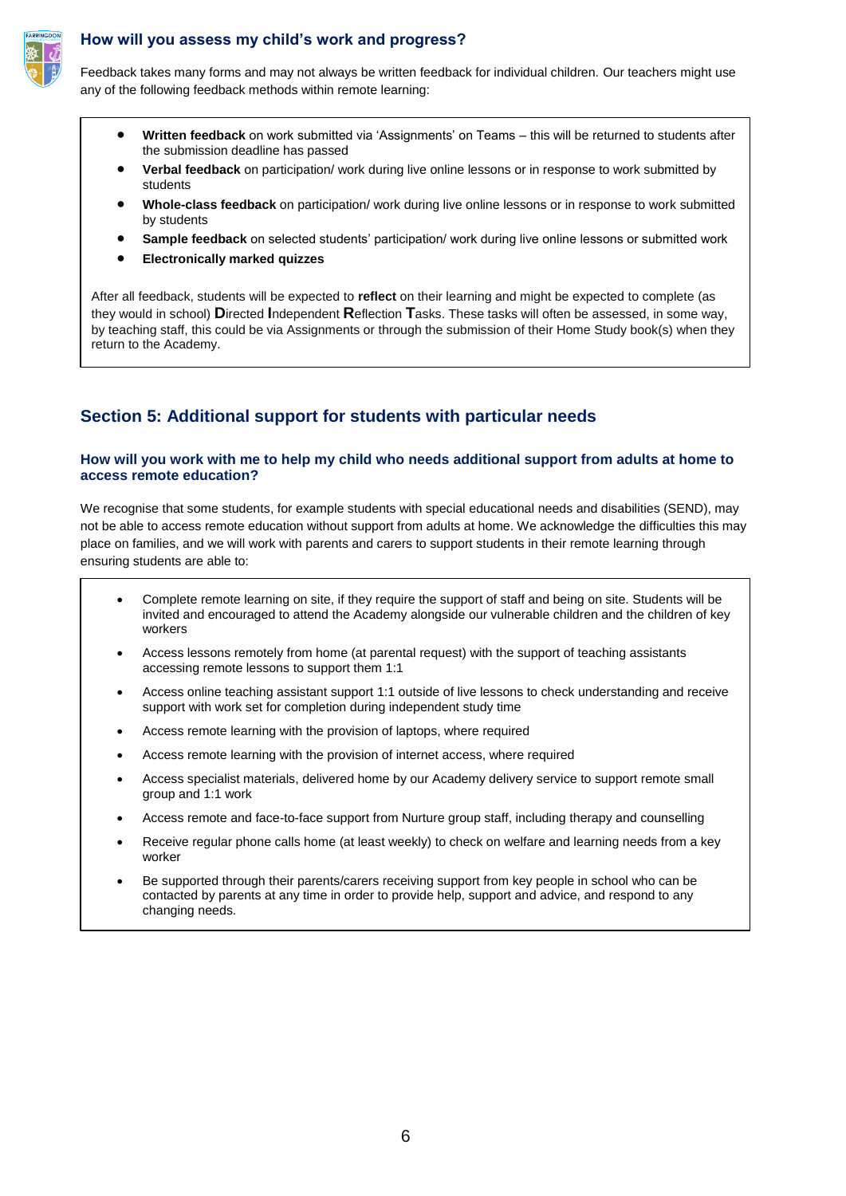### How will you assess my child's work and progress?

Feedback takes many forms and may not always be written feedback for individual children. Our teachers might use any of the following feedback methods within remote learning:

- **Written feedback** on work submitted via 'Assignments' on Teams – this will be returned to students after the submission deadline has passed
- **Verbal feedback** on participation/ work during live online lessons or in response to work submitted by students
- **Whole-class feedback** on participation/ work during live online lessons or in response to work submitted by students
- **Sample feedback** on selected students' participation/ work during live online lessons or submitted work
- **Electronically marked quizzes**

After all feedback, students will be expected to **reflect** on their learning and might be expected to complete (as they would in school) **D**irected **I**ndependent **R**eflection **T**asks. These tasks will often be assessed, in some way, by teaching staff, this could be via Assignments or through the submission of their Home Study book(s) when they return to the Academy.

## Section 5: Additional support for students with particular needs

### How will you work with me to help my child who needs additional support from adults at home to access remote education?

We recognise that some students, for example students with special educational needs and disabilities (SEND), may not be able to access remote education without support from adults at home. We acknowledge the difficulties this may place on families, and we will work with parents and carers to support students in their remote learning through ensuring students are able to:

- Complete remote learning on site, if they require the support of staff and being on site. Students will be invited and encouraged to attend the Academy alongside our vulnerable children and the children of key workers
- Access lessons remotely from home (at parental request) with the support of teaching assistants accessing remote lessons to support them 1:1
- Access online teaching assistant support 1:1 outside of live lessons to check understanding and receive support with work set for completion during independent study time
- Access remote learning with the provision of laptops, where required
- Access remote learning with the provision of internet access, where required
- Access specialist materials, delivered home by our Academy delivery service to support remote small group and 1:1 work
- Access remote and face-to-face support from Nurture group staff, including therapy and counselling
- Receive regular phone calls home (at least weekly) to check on welfare and learning needs from a key worker
- Be supported through their parents/carers receiving support from key people in school who can be contacted by parents at any time in order to provide help, support and advice, and respond to any changing needs.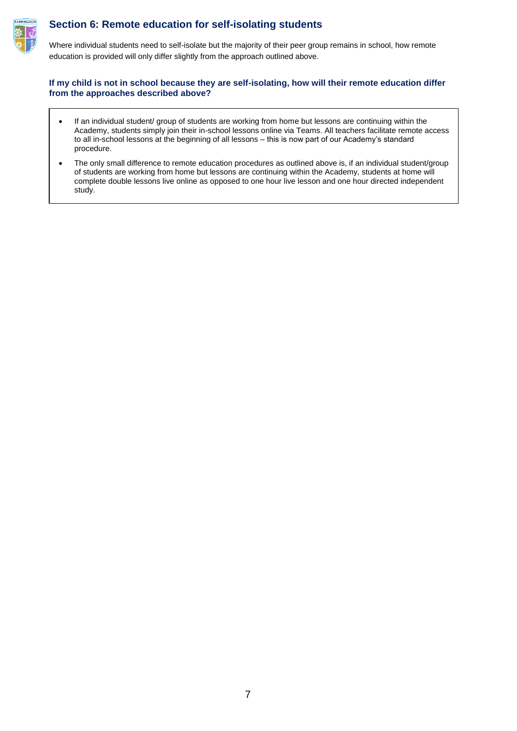## Section 6: Remote education for self-isolating students

Where individual students need to self-isolate but the majority of their peer group remains in school, how remote education is provided will only differ slightly from the approach outlined above.

### If my child is not in school because they are self-isolating, how will their remote education differ from the approaches described above?

- If an individual student/ group of students are working from home but lessons are continuing within the Academy, students simply join their in-school lessons online via Teams. All teachers facilitate remote access to all in-school lessons at the beginning of all lessons – this is now part of our Academy's standard procedure.
- The only small difference to remote education procedures as outlined above is, if an individual student/group of students are working from home but lessons are continuing within the Academy, students at home will complete double lessons live online as opposed to one hour live lesson and one hour directed independent study.